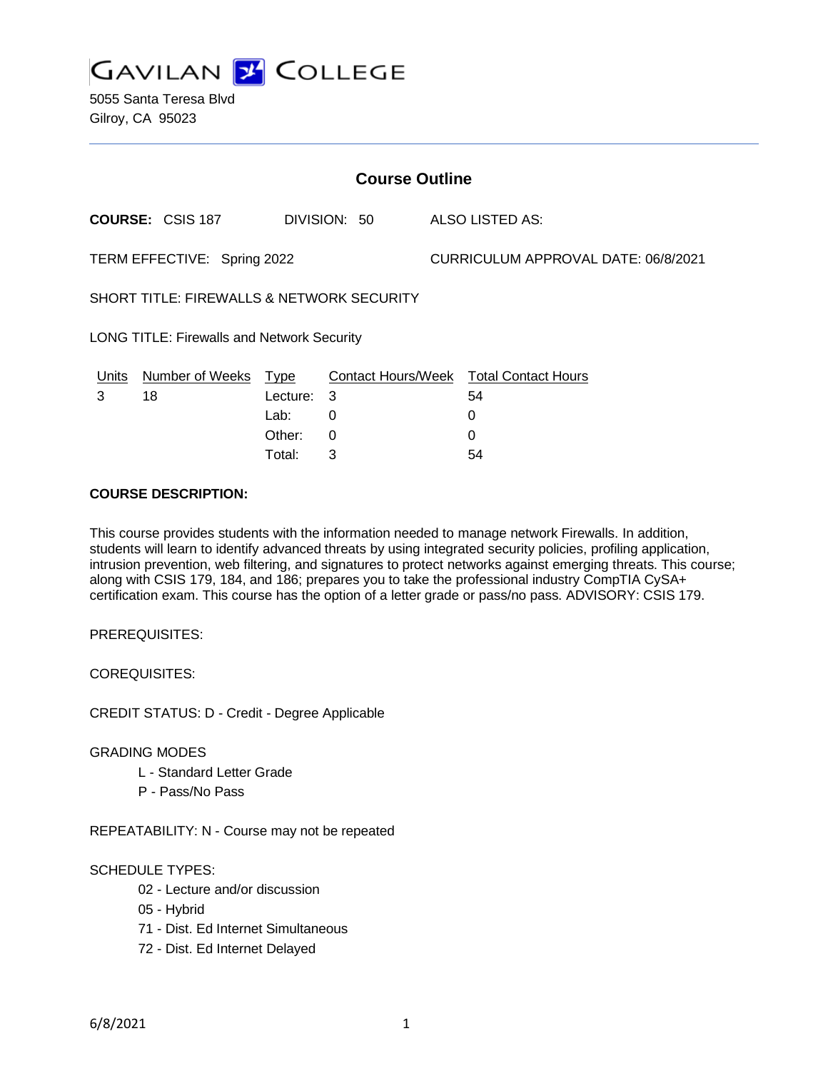# GAVILAN COLLEGE

5055 Santa Teresa Blvd
Gilroy, CA 95023

## Course Outline

**COURSE:** CSIS 187 DIVISION: 50 ALSO LISTED AS:

TERM EFFECTIVE: Spring 2022 CURRICULUM APPROVAL DATE: 06/8/2021

SHORT TITLE: FIREWALLS & NETWORK SECURITY

LONG TITLE: Firewalls and Network Security

| Units | Number of Weeks | Type | Contact Hours/Week | Total Contact Hours |
|---|---|---|---|---|
| 3 | 18 | Lecture: | 3 | 54 |
| | | Lab: | 0 | 0 |
| | | Other: | 0 | 0 |
| | | Total: | 3 | 54 |

**COURSE DESCRIPTION:**

This course provides students with the information needed to manage network Firewalls. In addition, students will learn to identify advanced threats by using integrated security policies, profiling application, intrusion prevention, web filtering, and signatures to protect networks against emerging threats. This course; along with CSIS 179, 184, and 186; prepares you to take the professional industry CompTIA CySA+ certification exam. This course has the option of a letter grade or pass/no pass. ADVISORY: CSIS 179.

PREREQUISITES:

COREQUISITES:

CREDIT STATUS: D - Credit - Degree Applicable

GRADING MODES

- L - Standard Letter Grade
- P - Pass/No Pass

REPEATABILITY: N - Course may not be repeated

SCHEDULE TYPES:

- 02 - Lecture and/or discussion
- 05 - Hybrid
- 71 - Dist. Ed Internet Simultaneous
- 72 - Dist. Ed Internet Delayed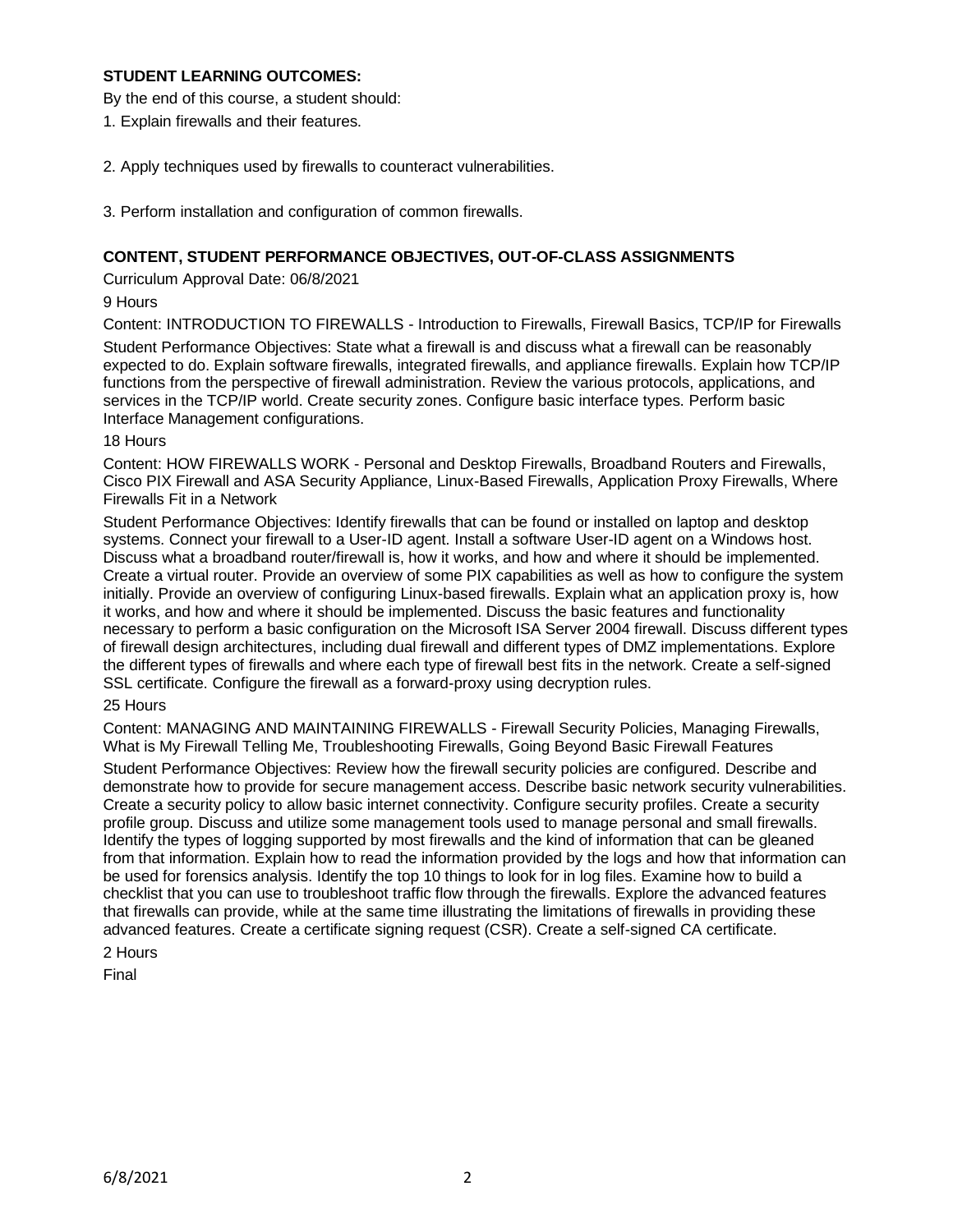**STUDENT LEARNING OUTCOMES:**

By the end of this course, a student should:

1. Explain firewalls and their features.

2. Apply techniques used by firewalls to counteract vulnerabilities.

3. Perform installation and configuration of common firewalls.

**CONTENT, STUDENT PERFORMANCE OBJECTIVES, OUT-OF-CLASS ASSIGNMENTS**

Curriculum Approval Date: 06/8/2021

9 Hours

Content: INTRODUCTION TO FIREWALLS - Introduction to Firewalls, Firewall Basics, TCP/IP for Firewalls

Student Performance Objectives: State what a firewall is and discuss what a firewall can be reasonably expected to do. Explain software firewalls, integrated firewalls, and appliance firewalls. Explain how TCP/IP functions from the perspective of firewall administration. Review the various protocols, applications, and services in the TCP/IP world. Create security zones. Configure basic interface types. Perform basic Interface Management configurations.

18 Hours

Content: HOW FIREWALLS WORK - Personal and Desktop Firewalls, Broadband Routers and Firewalls, Cisco PIX Firewall and ASA Security Appliance, Linux-Based Firewalls, Application Proxy Firewalls, Where Firewalls Fit in a Network

Student Performance Objectives: Identify firewalls that can be found or installed on laptop and desktop systems. Connect your firewall to a User-ID agent. Install a software User-ID agent on a Windows host. Discuss what a broadband router/firewall is, how it works, and how and where it should be implemented. Create a virtual router. Provide an overview of some PIX capabilities as well as how to configure the system initially. Provide an overview of configuring Linux-based firewalls. Explain what an application proxy is, how it works, and how and where it should be implemented. Discuss the basic features and functionality necessary to perform a basic configuration on the Microsoft ISA Server 2004 firewall. Discuss different types of firewall design architectures, including dual firewall and different types of DMZ implementations. Explore the different types of firewalls and where each type of firewall best fits in the network. Create a self-signed SSL certificate. Configure the firewall as a forward-proxy using decryption rules.

25 Hours

Content: MANAGING AND MAINTAINING FIREWALLS - Firewall Security Policies, Managing Firewalls, What is My Firewall Telling Me, Troubleshooting Firewalls, Going Beyond Basic Firewall Features

Student Performance Objectives: Review how the firewall security policies are configured. Describe and demonstrate how to provide for secure management access. Describe basic network security vulnerabilities. Create a security policy to allow basic internet connectivity. Configure security profiles. Create a security profile group. Discuss and utilize some management tools used to manage personal and small firewalls. Identify the types of logging supported by most firewalls and the kind of information that can be gleaned from that information. Explain how to read the information provided by the logs and how that information can be used for forensics analysis. Identify the top 10 things to look for in log files. Examine how to build a checklist that you can use to troubleshoot traffic flow through the firewalls. Explore the advanced features that firewalls can provide, while at the same time illustrating the limitations of firewalls in providing these advanced features. Create a certificate signing request (CSR). Create a self-signed CA certificate.

2 Hours

Final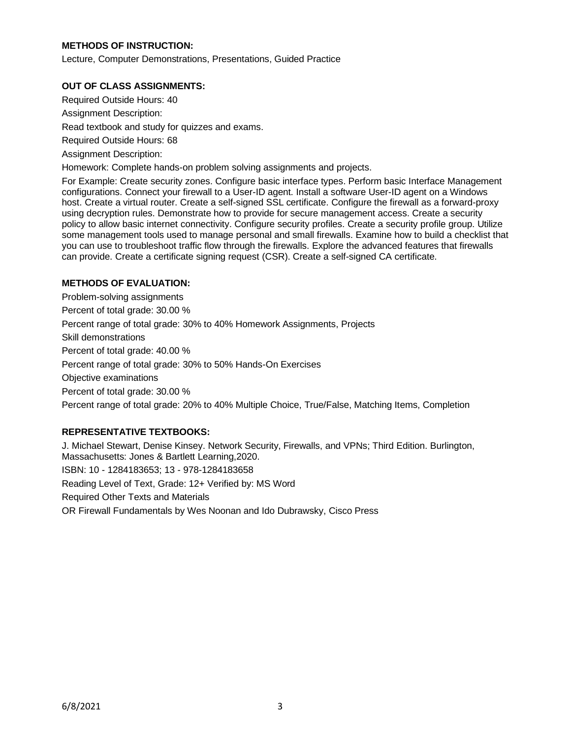**METHODS OF INSTRUCTION:**

Lecture, Computer Demonstrations, Presentations, Guided Practice

**OUT OF CLASS ASSIGNMENTS:**

Required Outside Hours: 40

Assignment Description:

Read textbook and study for quizzes and exams.

Required Outside Hours: 68

Assignment Description:

Homework: Complete hands-on problem solving assignments and projects.

For Example: Create security zones. Configure basic interface types. Perform basic Interface Management configurations. Connect your firewall to a User-ID agent. Install a software User-ID agent on a Windows host. Create a virtual router. Create a self-signed SSL certificate. Configure the firewall as a forward-proxy using decryption rules. Demonstrate how to provide for secure management access. Create a security policy to allow basic internet connectivity. Configure security profiles. Create a security profile group. Utilize some management tools used to manage personal and small firewalls. Examine how to build a checklist that you can use to troubleshoot traffic flow through the firewalls. Explore the advanced features that firewalls can provide. Create a certificate signing request (CSR). Create a self-signed CA certificate.

**METHODS OF EVALUATION:**

Problem-solving assignments

Percent of total grade: 30.00 %

Percent range of total grade: 30% to 40% Homework Assignments, Projects

Skill demonstrations

Percent of total grade: 40.00 %

Percent range of total grade: 30% to 50% Hands-On Exercises

Objective examinations

Percent of total grade: 30.00 %

Percent range of total grade: 20% to 40% Multiple Choice, True/False, Matching Items, Completion

**REPRESENTATIVE TEXTBOOKS:**

J. Michael Stewart, Denise Kinsey. Network Security, Firewalls, and VPNs; Third Edition. Burlington, Massachusetts: Jones & Bartlett Learning,2020.

ISBN: 10 - 1284183653; 13 - 978-1284183658

Reading Level of Text, Grade: 12+ Verified by: MS Word

Required Other Texts and Materials

OR Firewall Fundamentals by Wes Noonan and Ido Dubrawsky, Cisco Press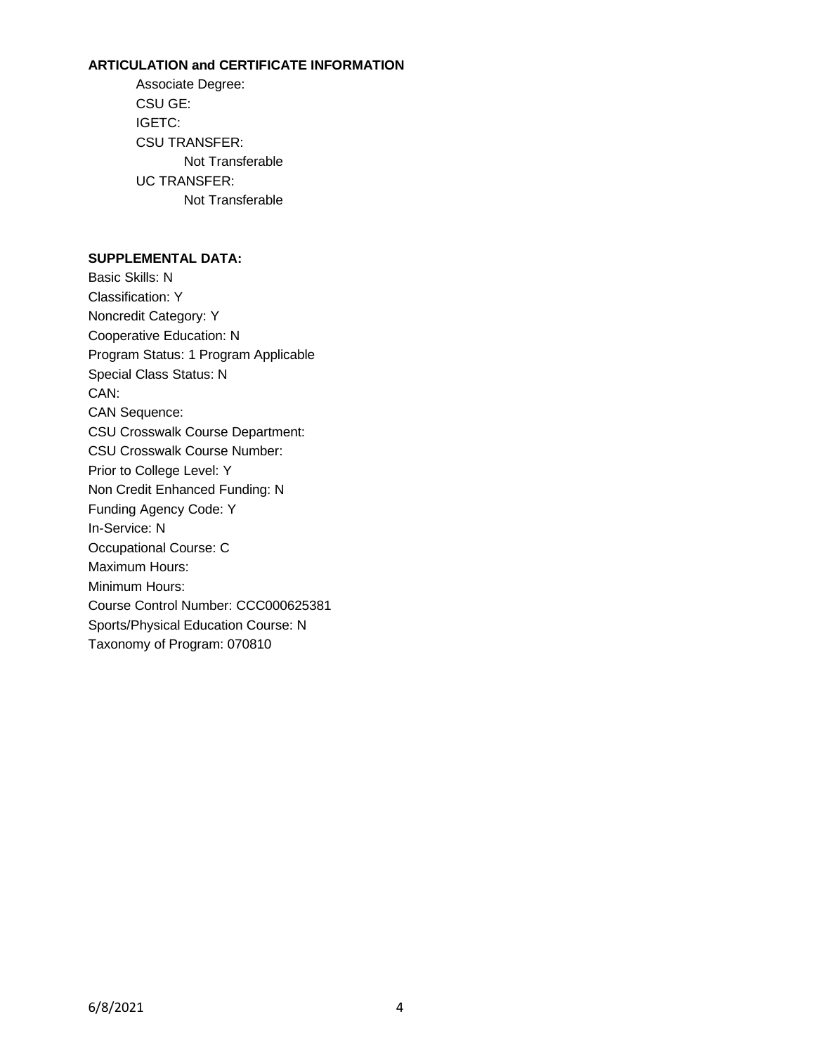**ARTICULATION and CERTIFICATE INFORMATION**

Associate Degree:
CSU GE:
IGETC:
CSU TRANSFER:
Not Transferable
UC TRANSFER:
Not Transferable

**SUPPLEMENTAL DATA:**

Basic Skills: N
Classification: Y
Noncredit Category: Y
Cooperative Education: N
Program Status: 1 Program Applicable
Special Class Status: N
CAN:
CAN Sequence:
CSU Crosswalk Course Department:
CSU Crosswalk Course Number:
Prior to College Level: Y
Non Credit Enhanced Funding: N
Funding Agency Code: Y
In-Service: N
Occupational Course: C
Maximum Hours:
Minimum Hours:
Course Control Number: CCC000625381
Sports/Physical Education Course: N
Taxonomy of Program: 070810